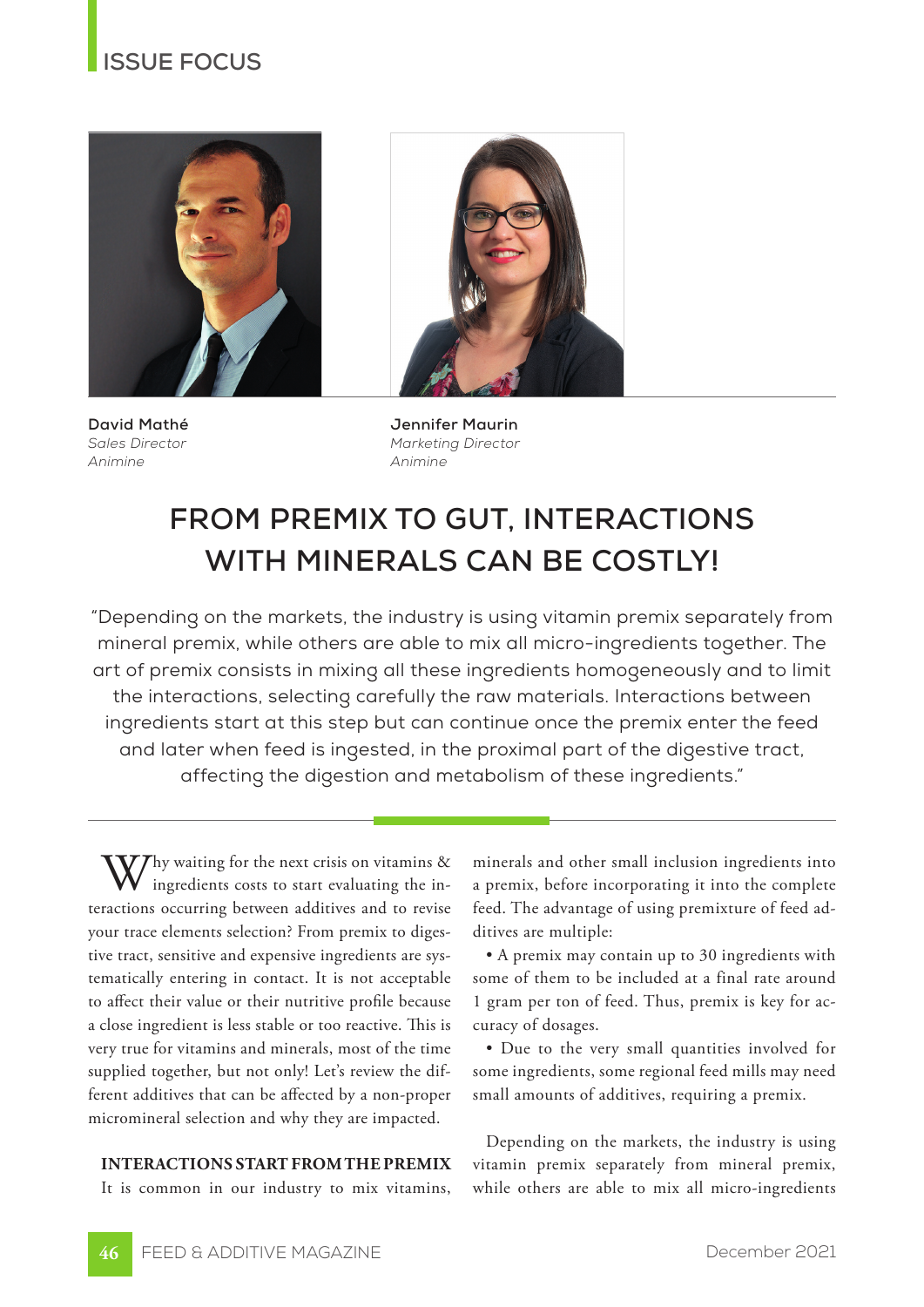ISSUE FOCUS

**David Mathé**
*Sales Director*
*Animine*

**Jennifer Maurin**
*Marketing Director*
*Animine*

# FROM PREMIX TO GUT, INTERACTIONS WITH MINERALS CAN BE COSTLY!

"Depending on the markets, the industry is using vitamin premix separately from mineral premix, while others are able to mix all micro-ingredients together. The art of premix consists in mixing all these ingredients homogeneously and to limit the interactions, selecting carefully the raw materials. Interactions between ingredients start at this step but can continue once the premix enter the feed and later when feed is ingested, in the proximal part of the digestive tract, affecting the digestion and metabolism of these ingredients."

Why waiting for the next crisis on vitamins & ingredients costs to start evaluating the interactions occurring between additives and to revise your trace elements selection? From premix to digestive tract, sensitive and expensive ingredients are systematically entering in contact. It is not acceptable to affect their value or their nutritive profile because a close ingredient is less stable or too reactive. This is very true for vitamins and minerals, most of the time supplied together, but not only! Let's review the different additives that can be affected by a non-proper micromineral selection and why they are impacted.

## INTERACTIONS START FROM THE PREMIX

It is common in our industry to mix vitamins, minerals and other small inclusion ingredients into a premix, before incorporating it into the complete feed. The advantage of using premixture of feed additives are multiple:

- A premix may contain up to 30 ingredients with some of them to be included at a final rate around 1 gram per ton of feed. Thus, premix is key for accuracy of dosages.
- Due to the very small quantities involved for some ingredients, some regional feed mills may need small amounts of additives, requiring a premix.

Depending on the markets, the industry is using vitamin premix separately from mineral premix, while others are able to mix all micro-ingredients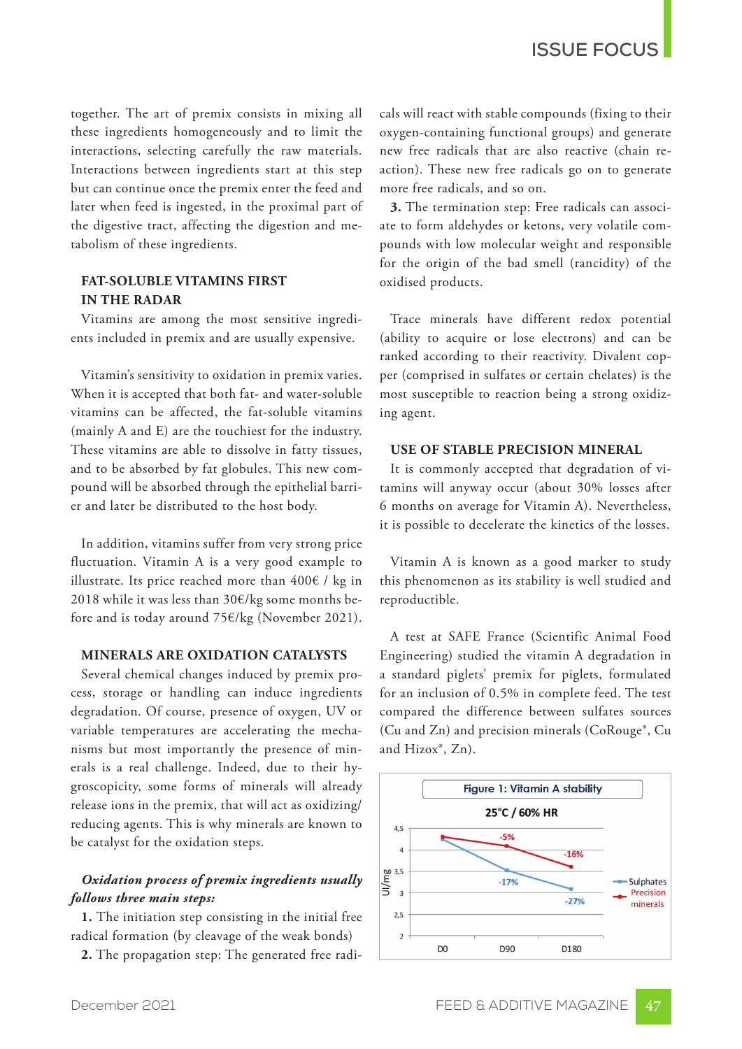together. The art of premix consists in mixing all these ingredients homogeneously and to limit the interactions, selecting carefully the raw materials. Interactions between ingredients start at this step but can continue once the premix enter the feed and later when feed is ingested, in the proximal part of the digestive tract, affecting the digestion and metabolism of these ingredients.

## FAT-SOLUBLE VITAMINS FIRST IN THE RADAR

Vitamins are among the most sensitive ingredients included in premix and are usually expensive.

Vitamin's sensitivity to oxidation in premix varies. When it is accepted that both fat- and water-soluble vitamins can be affected, the fat-soluble vitamins (mainly A and E) are the touchiest for the industry. These vitamins are able to dissolve in fatty tissues, and to be absorbed by fat globules. This new compound will be absorbed through the epithelial barrier and later be distributed to the host body.

In addition, vitamins suffer from very strong price fluctuation. Vitamin A is a very good example to illustrate. Its price reached more than 400€ / kg in 2018 while it was less than 30€/kg some months before and is today around 75€/kg (November 2021).

## MINERALS ARE OXIDATION CATALYSTS

Several chemical changes induced by premix process, storage or handling can induce ingredients degradation. Of course, presence of oxygen, UV or variable temperatures are accelerating the mechanisms but most importantly the presence of minerals is a real challenge. Indeed, due to their hygroscopicity, some forms of minerals will already release ions in the premix, that will act as oxidizing/reducing agents. This is why minerals are known to be catalyst for the oxidation steps.

***Oxidation process of premix ingredients usually follows three main steps:***

**1.** The initiation step consisting in the initial free radical formation (by cleavage of the weak bonds)

**2.** The propagation step: The generated free radicals will react with stable compounds (fixing to their oxygen-containing functional groups) and generate new free radicals that are also reactive (chain reaction). These new free radicals go on to generate more free radicals, and so on.

**3.** The termination step: Free radicals can associate to form aldehydes or ketons, very volatile compounds with low molecular weight and responsible for the origin of the bad smell (rancidity) of the oxidised products.

Trace minerals have different redox potential (ability to acquire or lose electrons) and can be ranked according to their reactivity. Divalent copper (comprised in sulfates or certain chelates) is the most susceptible to reaction being a strong oxidizing agent.

## USE OF STABLE PRECISION MINERAL

It is commonly accepted that degradation of vitamins will anyway occur (about 30% losses after 6 months on average for Vitamin A). Nevertheless, it is possible to decelerate the kinetics of the losses.

Vitamin A is known as a good marker to study this phenomenon as its stability is well studied and reproductible.

A test at SAFE France (Scientific Animal Food Engineering) studied the vitamin A degradation in a standard piglets' premix for piglets, formulated for an inclusion of 0.5% in complete feed. The test compared the difference between sulfates sources (Cu and Zn) and precision minerals (CoRouge®, Cu and Hizox®, Zn).

**Figure 1: Vitamin A stability**

25°C / 60% HR

| UI/mg | D0 | D90 | D180 |
|---|---|---|---|
| Sulphates | ~4.3 | ~3.5 (-17%) | ~3.1 (-27%) |
| Precision minerals | ~4.3 | ~4.1 (-5%) | ~3.6 (-16%) |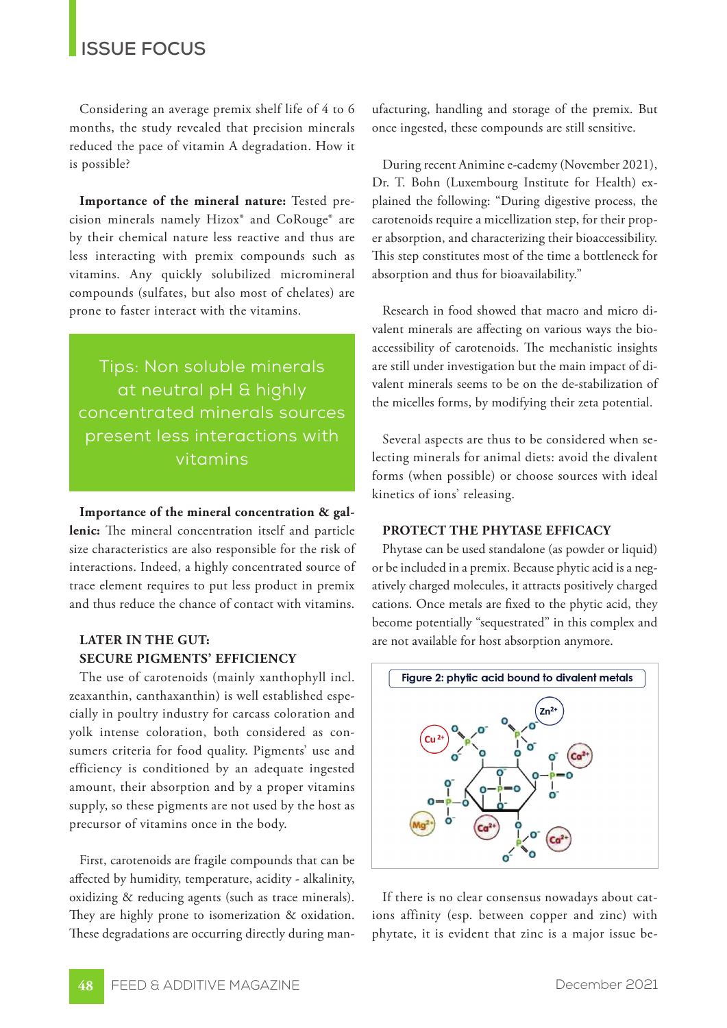Considering an average premix shelf life of 4 to 6 months, the study revealed that precision minerals reduced the pace of vitamin A degradation. How it is possible?

**Importance of the mineral nature:** Tested precision minerals namely Hizox® and CoRouge® are by their chemical nature less reactive and thus are less interacting with premix compounds such as vitamins. Any quickly solubilized micromineral compounds (sulfates, but also most of chelates) are prone to faster interact with the vitamins.

> Tips: Non soluble minerals at neutral pH & highly concentrated minerals sources present less interactions with vitamins

**Importance of the mineral concentration & galenic:** The mineral concentration itself and particle size characteristics are also responsible for the risk of interactions. Indeed, a highly concentrated source of trace element requires to put less product in premix and thus reduce the chance of contact with vitamins.

## LATER IN THE GUT: SECURE PIGMENTS' EFFICIENCY

The use of carotenoids (mainly xanthophyll incl. zeaxanthin, canthaxanthin) is well established especially in poultry industry for carcass coloration and yolk intense coloration, both considered as consumers criteria for food quality. Pigments' use and efficiency is conditioned by an adequate ingested amount, their absorption and by a proper vitamins supply, so these pigments are not used by the host as precursor of vitamins once in the body.

First, carotenoids are fragile compounds that can be affected by humidity, temperature, acidity - alkalinity, oxidizing & reducing agents (such as trace minerals). They are highly prone to isomerization & oxidation. These degradations are occurring directly during manufacturing, handling and storage of the premix. But once ingested, these compounds are still sensitive.

During recent Animine e-cademy (November 2021), Dr. T. Bohn (Luxembourg Institute for Health) explained the following: "During digestive process, the carotenoids require a micellization step, for their proper absorption, and characterizing their bioaccessibility. This step constitutes most of the time a bottleneck for absorption and thus for bioavailability."

Research in food showed that macro and micro divalent minerals are affecting on various ways the bioaccessibility of carotenoids. The mechanistic insights are still under investigation but the main impact of divalent minerals seems to be on the de-stabilization of the micelles forms, by modifying their zeta potential.

Several aspects are thus to be considered when selecting minerals for animal diets: avoid the divalent forms (when possible) or choose sources with ideal kinetics of ions' releasing.

## PROTECT THE PHYTASE EFFICACY

Phytase can be used standalone (as powder or liquid) or be included in a premix. Because phytic acid is a negatively charged molecules, it attracts positively charged cations. Once metals are fixed to the phytic acid, they become potentially "sequestrated" in this complex and are not available for host absorption anymore.

**Figure 2: phytic acid bound to divalent metals**

If there is no clear consensus nowadays about cations affinity (esp. between copper and zinc) with phytate, it is evident that zinc is a major issue be-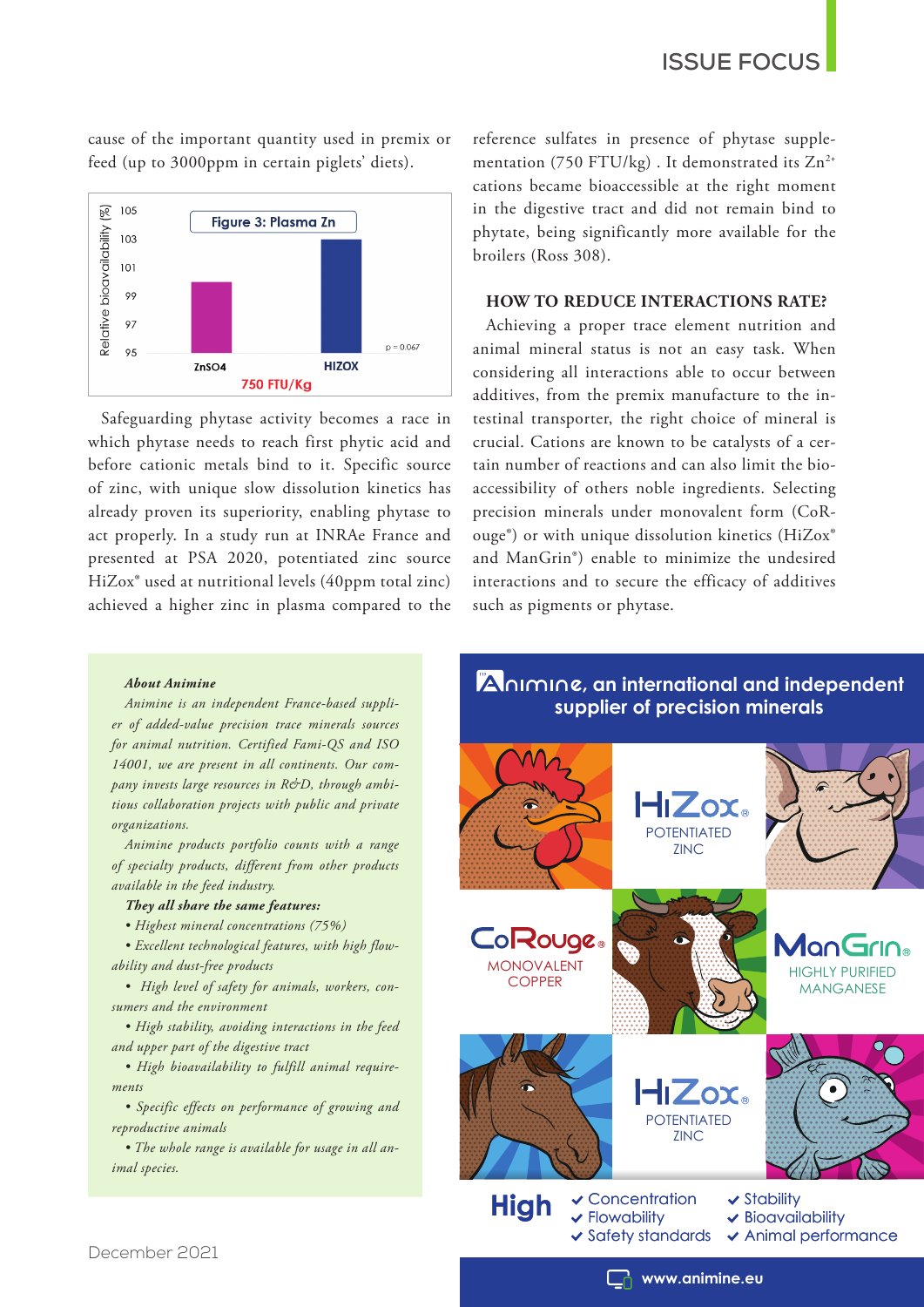cause of the important quantity used in premix or feed (up to 3000ppm in certain piglets' diets).

Figure 3: Plasma Zn

Relative bioavailability (%)

105
103
101
99
97
95

ZnSO4
HIZOX
p = 0.067
750 FTU/Kg

Safeguarding phytase activity becomes a race in which phytase needs to reach first phytic acid and before cationic metals bind to it. Specific source of zinc, with unique slow dissolution kinetics has already proven its superiority, enabling phytase to act properly. In a study run at INRAe France and presented at PSA 2020, potentiated zinc source HiZox® used at nutritional levels (40ppm total zinc) achieved a higher zinc in plasma compared to the reference sulfates in presence of phytase supplementation (750 FTU/kg) . It demonstrated its $Zn^{2+}$ cations became bioaccessible at the right moment in the digestive tract and did not remain bind to phytate, being significantly more available for the broilers (Ross 308).

## HOW TO REDUCE INTERACTIONS RATE?

Achieving a proper trace element nutrition and animal mineral status is not an easy task. When considering all interactions able to occur between additives, from the premix manufacture to the intestinal transporter, the right choice of mineral is crucial. Cations are known to be catalysts of a certain number of reactions and can also limit the bioaccessibility of others noble ingredients. Selecting precision minerals under monovalent form (CoRouge®) or with unique dissolution kinetics (HiZox® and ManGrin®) enable to minimize the undesired interactions and to secure the efficacy of additives such as pigments or phytase.

***About Animine***

*Animine is an independent France-based supplier of added-value precision trace minerals sources for animal nutrition. Certified Fami-QS and ISO 14001, we are present in all continents. Our company invests large resources in R&D, through ambitious collaboration projects with public and private organizations.*

*Animine products portfolio counts with a range of specialty products, different from other products available in the feed industry.*

***They all share the same features:***

- *Highest mineral concentrations (75%)*
- *Excellent technological features, with high flowability and dust-free products*
- *High level of safety for animals, workers, consumers and the environment*
- *High stability, avoiding interactions in the feed and upper part of the digestive tract*
- *High bioavailability to fulfill animal requirements*
- *Specific effects on performance of growing and reproductive animals*
- *The whole range is available for usage in all animal species.*

**Animine, an international and independent supplier of precision minerals**

HiZox® POTENTIATED ZINC

CoRouge® MONOVALENT COPPER

ManGrin® HIGHLY PURIFIED MANGANESE

HiZox® POTENTIATED ZINC

**High**
- Concentration
- Flowability
- Safety standards
- Stability
- Bioavailability
- Animal performance

www.animine.eu